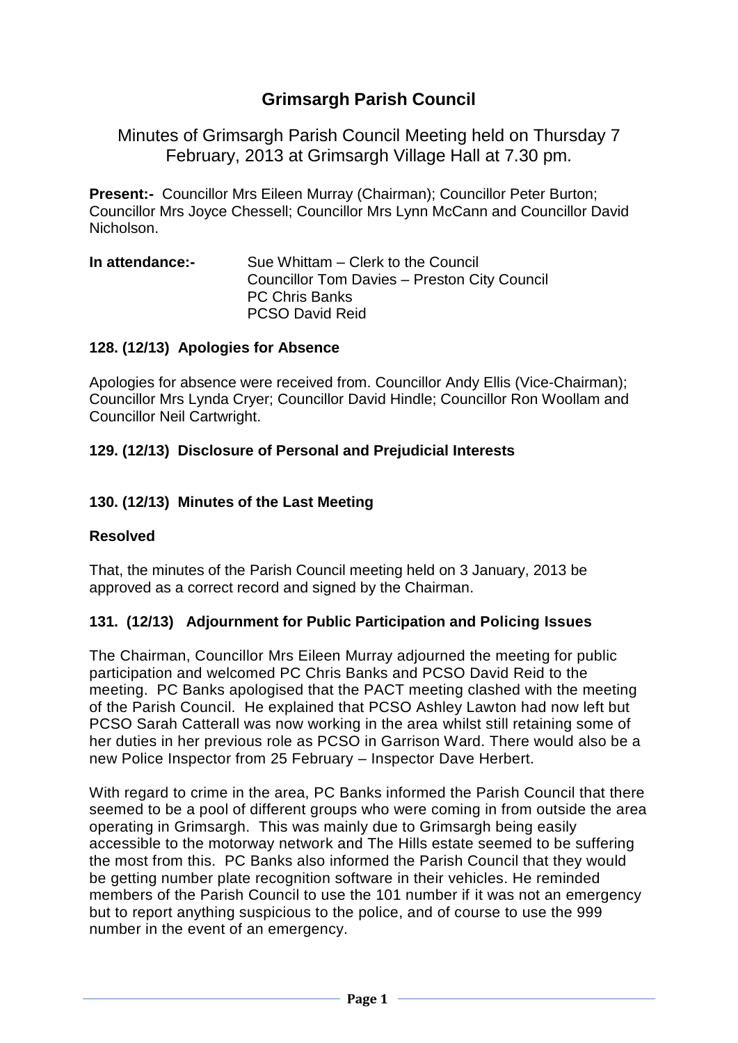# Grimsargh Parish Council

Minutes of Grimsargh Parish Council Meeting held on Thursday 7 February, 2013 at Grimsargh Village Hall at 7.30 pm.

**Present:-** Councillor Mrs Eileen Murray (Chairman); Councillor Peter Burton; Councillor Mrs Joyce Chessell; Councillor Mrs Lynn McCann and Councillor David Nicholson.

**In attendance:-** Sue Whittam – Clerk to the Council
Councillor Tom Davies – Preston City Council
PC Chris Banks
PCSO David Reid

### 128. (12/13) Apologies for Absence

Apologies for absence were received from. Councillor Andy Ellis (Vice-Chairman); Councillor Mrs Lynda Cryer; Councillor David Hindle; Councillor Ron Woollam and Councillor Neil Cartwright.

### 129. (12/13) Disclosure of Personal and Prejudicial Interests

### 130. (12/13) Minutes of the Last Meeting

**Resolved**

That, the minutes of the Parish Council meeting held on 3 January, 2013 be approved as a correct record and signed by the Chairman.

### 131. (12/13) Adjournment for Public Participation and Policing Issues

The Chairman, Councillor Mrs Eileen Murray adjourned the meeting for public participation and welcomed PC Chris Banks and PCSO David Reid to the meeting. PC Banks apologised that the PACT meeting clashed with the meeting of the Parish Council. He explained that PCSO Ashley Lawton had now left but PCSO Sarah Catterall was now working in the area whilst still retaining some of her duties in her previous role as PCSO in Garrison Ward. There would also be a new Police Inspector from 25 February – Inspector Dave Herbert.

With regard to crime in the area, PC Banks informed the Parish Council that there seemed to be a pool of different groups who were coming in from outside the area operating in Grimsargh. This was mainly due to Grimsargh being easily accessible to the motorway network and The Hills estate seemed to be suffering the most from this. PC Banks also informed the Parish Council that they would be getting number plate recognition software in their vehicles. He reminded members of the Parish Council to use the 101 number if it was not an emergency but to report anything suspicious to the police, and of course to use the 999 number in the event of an emergency.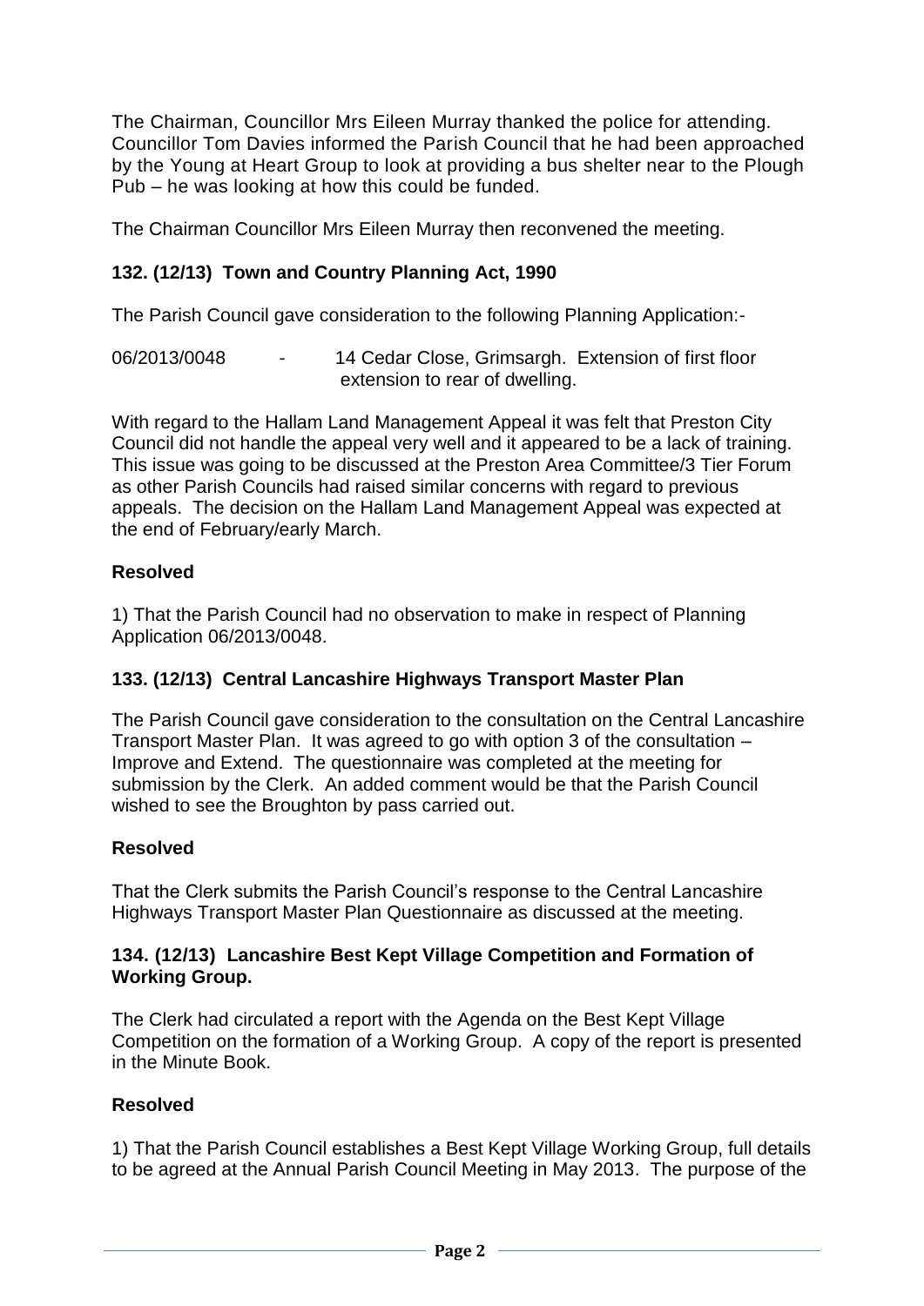The Chairman, Councillor Mrs Eileen Murray thanked the police for attending. Councillor Tom Davies informed the Parish Council that he had been approached by the Young at Heart Group to look at providing a bus shelter near to the Plough Pub – he was looking at how this could be funded.

The Chairman Councillor Mrs Eileen Murray then reconvened the meeting.

**132. (12/13) Town and Country Planning Act, 1990**

The Parish Council gave consideration to the following Planning Application:-

06/2013/0048 - 14 Cedar Close, Grimsargh. Extension of first floor extension to rear of dwelling.

With regard to the Hallam Land Management Appeal it was felt that Preston City Council did not handle the appeal very well and it appeared to be a lack of training. This issue was going to be discussed at the Preston Area Committee/3 Tier Forum as other Parish Councils had raised similar concerns with regard to previous appeals. The decision on the Hallam Land Management Appeal was expected at the end of February/early March.

**Resolved**

1) That the Parish Council had no observation to make in respect of Planning Application 06/2013/0048.

**133. (12/13) Central Lancashire Highways Transport Master Plan**

The Parish Council gave consideration to the consultation on the Central Lancashire Transport Master Plan. It was agreed to go with option 3 of the consultation – Improve and Extend. The questionnaire was completed at the meeting for submission by the Clerk. An added comment would be that the Parish Council wished to see the Broughton by pass carried out.

**Resolved**

That the Clerk submits the Parish Council's response to the Central Lancashire Highways Transport Master Plan Questionnaire as discussed at the meeting.

**134. (12/13) Lancashire Best Kept Village Competition and Formation of Working Group.**

The Clerk had circulated a report with the Agenda on the Best Kept Village Competition on the formation of a Working Group. A copy of the report is presented in the Minute Book.

**Resolved**

1) That the Parish Council establishes a Best Kept Village Working Group, full details to be agreed at the Annual Parish Council Meeting in May 2013. The purpose of the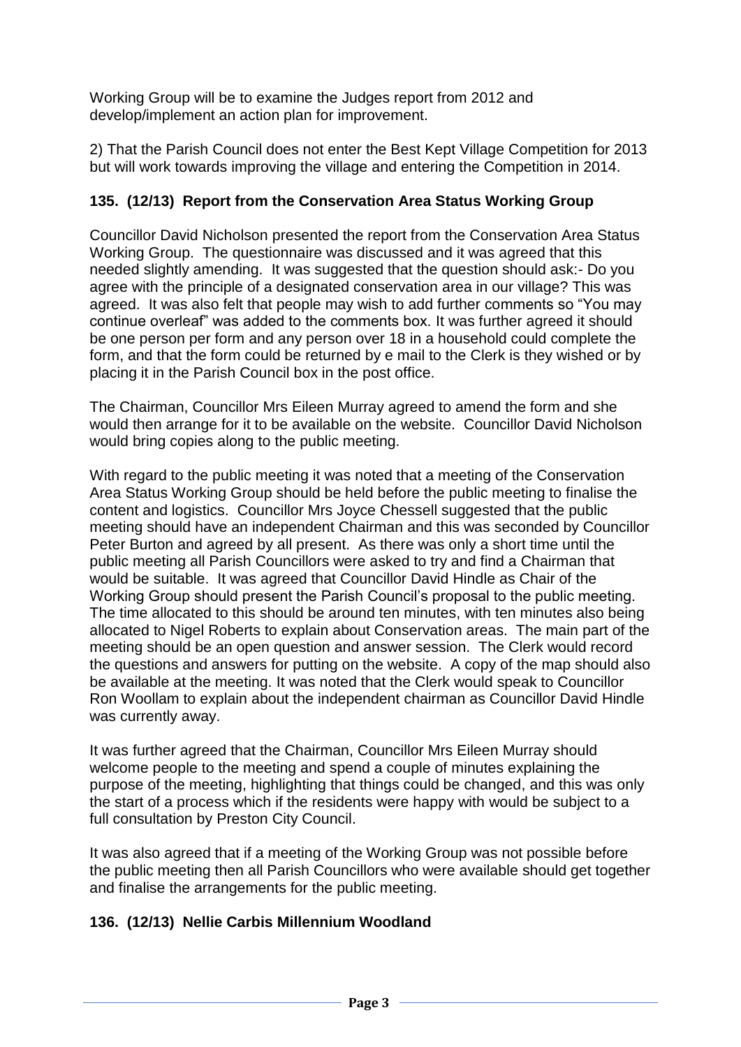Working Group will be to examine the Judges report from 2012 and develop/implement an action plan for improvement.

2) That the Parish Council does not enter the Best Kept Village Competition for 2013 but will work towards improving the village and entering the Competition in 2014.

### 135. (12/13) Report from the Conservation Area Status Working Group

Councillor David Nicholson presented the report from the Conservation Area Status Working Group. The questionnaire was discussed and it was agreed that this needed slightly amending. It was suggested that the question should ask:- Do you agree with the principle of a designated conservation area in our village? This was agreed. It was also felt that people may wish to add further comments so "You may continue overleaf" was added to the comments box. It was further agreed it should be one person per form and any person over 18 in a household could complete the form, and that the form could be returned by e mail to the Clerk is they wished or by placing it in the Parish Council box in the post office.

The Chairman, Councillor Mrs Eileen Murray agreed to amend the form and she would then arrange for it to be available on the website. Councillor David Nicholson would bring copies along to the public meeting.

With regard to the public meeting it was noted that a meeting of the Conservation Area Status Working Group should be held before the public meeting to finalise the content and logistics. Councillor Mrs Joyce Chessell suggested that the public meeting should have an independent Chairman and this was seconded by Councillor Peter Burton and agreed by all present. As there was only a short time until the public meeting all Parish Councillors were asked to try and find a Chairman that would be suitable. It was agreed that Councillor David Hindle as Chair of the Working Group should present the Parish Council's proposal to the public meeting. The time allocated to this should be around ten minutes, with ten minutes also being allocated to Nigel Roberts to explain about Conservation areas. The main part of the meeting should be an open question and answer session. The Clerk would record the questions and answers for putting on the website. A copy of the map should also be available at the meeting. It was noted that the Clerk would speak to Councillor Ron Woollam to explain about the independent chairman as Councillor David Hindle was currently away.

It was further agreed that the Chairman, Councillor Mrs Eileen Murray should welcome people to the meeting and spend a couple of minutes explaining the purpose of the meeting, highlighting that things could be changed, and this was only the start of a process which if the residents were happy with would be subject to a full consultation by Preston City Council.

It was also agreed that if a meeting of the Working Group was not possible before the public meeting then all Parish Councillors who were available should get together and finalise the arrangements for the public meeting.

### 136. (12/13) Nellie Carbis Millennium Woodland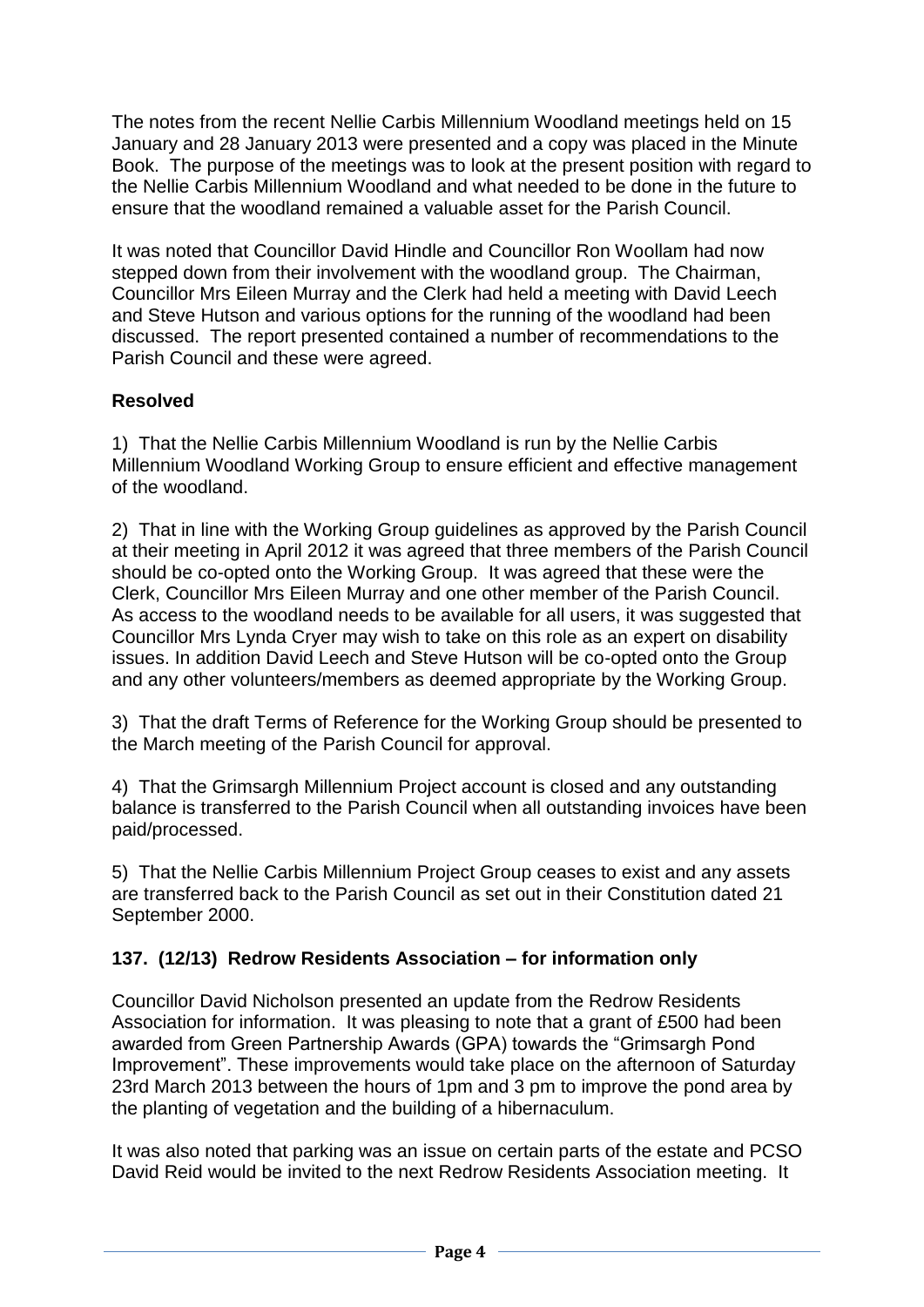The notes from the recent Nellie Carbis Millennium Woodland meetings held on 15 January and 28 January 2013 were presented and a copy was placed in the Minute Book. The purpose of the meetings was to look at the present position with regard to the Nellie Carbis Millennium Woodland and what needed to be done in the future to ensure that the woodland remained a valuable asset for the Parish Council.

It was noted that Councillor David Hindle and Councillor Ron Woollam had now stepped down from their involvement with the woodland group. The Chairman, Councillor Mrs Eileen Murray and the Clerk had held a meeting with David Leech and Steve Hutson and various options for the running of the woodland had been discussed. The report presented contained a number of recommendations to the Parish Council and these were agreed.

**Resolved**

1) That the Nellie Carbis Millennium Woodland is run by the Nellie Carbis Millennium Woodland Working Group to ensure efficient and effective management of the woodland.

2) That in line with the Working Group guidelines as approved by the Parish Council at their meeting in April 2012 it was agreed that three members of the Parish Council should be co-opted onto the Working Group. It was agreed that these were the Clerk, Councillor Mrs Eileen Murray and one other member of the Parish Council. As access to the woodland needs to be available for all users, it was suggested that Councillor Mrs Lynda Cryer may wish to take on this role as an expert on disability issues. In addition David Leech and Steve Hutson will be co-opted onto the Group and any other volunteers/members as deemed appropriate by the Working Group.

3) That the draft Terms of Reference for the Working Group should be presented to the March meeting of the Parish Council for approval.

4) That the Grimsargh Millennium Project account is closed and any outstanding balance is transferred to the Parish Council when all outstanding invoices have been paid/processed.

5) That the Nellie Carbis Millennium Project Group ceases to exist and any assets are transferred back to the Parish Council as set out in their Constitution dated 21 September 2000.

### 137. (12/13) Redrow Residents Association – for information only

Councillor David Nicholson presented an update from the Redrow Residents Association for information. It was pleasing to note that a grant of £500 had been awarded from Green Partnership Awards (GPA) towards the "Grimsargh Pond Improvement". These improvements would take place on the afternoon of Saturday 23rd March 2013 between the hours of 1pm and 3 pm to improve the pond area by the planting of vegetation and the building of a hibernaculum.

It was also noted that parking was an issue on certain parts of the estate and PCSO David Reid would be invited to the next Redrow Residents Association meeting. It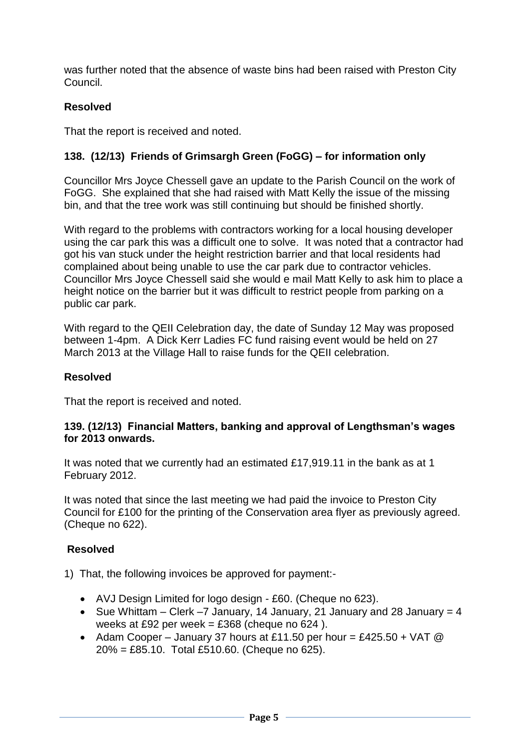was further noted that the absence of waste bins had been raised with Preston City Council.

**Resolved**

That the report is received and noted.

### 138. (12/13) Friends of Grimsargh Green (FoGG) – for information only

Councillor Mrs Joyce Chessell gave an update to the Parish Council on the work of FoGG. She explained that she had raised with Matt Kelly the issue of the missing bin, and that the tree work was still continuing but should be finished shortly.

With regard to the problems with contractors working for a local housing developer using the car park this was a difficult one to solve. It was noted that a contractor had got his van stuck under the height restriction barrier and that local residents had complained about being unable to use the car park due to contractor vehicles. Councillor Mrs Joyce Chessell said she would e mail Matt Kelly to ask him to place a height notice on the barrier but it was difficult to restrict people from parking on a public car park.

With regard to the QEII Celebration day, the date of Sunday 12 May was proposed between 1-4pm. A Dick Kerr Ladies FC fund raising event would be held on 27 March 2013 at the Village Hall to raise funds for the QEII celebration.

**Resolved**

That the report is received and noted.

### 139. (12/13) Financial Matters, banking and approval of Lengthsman's wages for 2013 onwards.

It was noted that we currently had an estimated £17,919.11 in the bank as at 1 February 2012.

It was noted that since the last meeting we had paid the invoice to Preston City Council for £100 for the printing of the Conservation area flyer as previously agreed. (Cheque no 622).

**Resolved**

1) That, the following invoices be approved for payment:-

- AVJ Design Limited for logo design - £60. (Cheque no 623).
- Sue Whittam – Clerk –7 January, 14 January, 21 January and 28 January = 4 weeks at £92 per week = £368 (cheque no 624 ).
- Adam Cooper – January 37 hours at £11.50 per hour = £425.50 + VAT @ 20% = £85.10. Total £510.60. (Cheque no 625).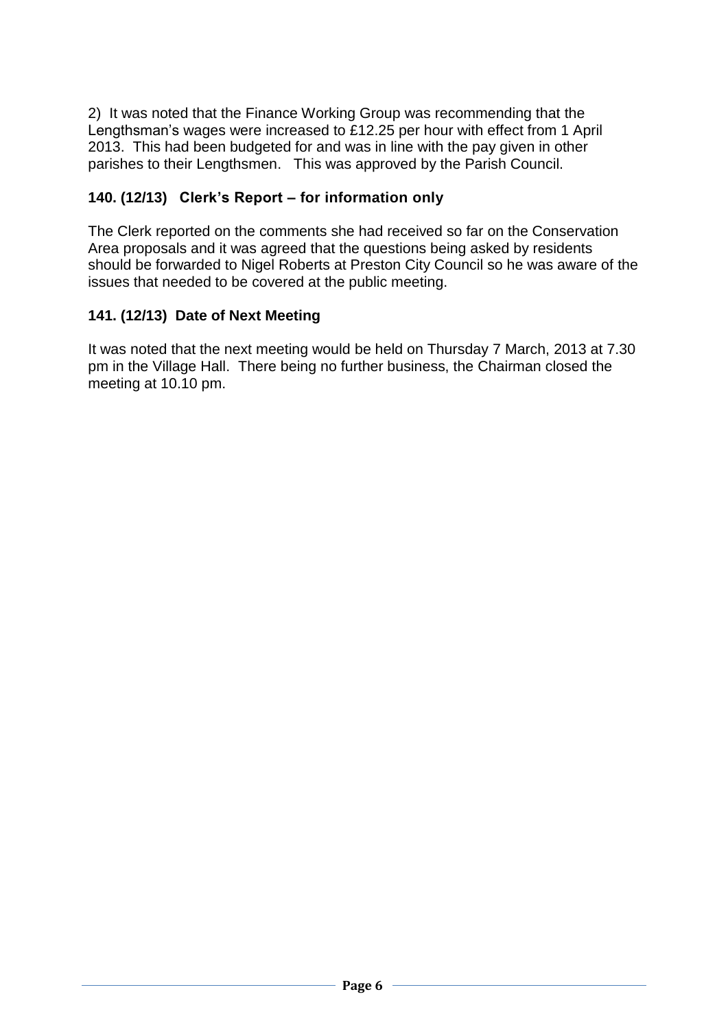2) It was noted that the Finance Working Group was recommending that the Lengthsman's wages were increased to £12.25 per hour with effect from 1 April 2013. This had been budgeted for and was in line with the pay given in other parishes to their Lengthsmen. This was approved by the Parish Council.

### 140. (12/13) Clerk's Report – for information only

The Clerk reported on the comments she had received so far on the Conservation Area proposals and it was agreed that the questions being asked by residents should be forwarded to Nigel Roberts at Preston City Council so he was aware of the issues that needed to be covered at the public meeting.

### 141. (12/13) Date of Next Meeting

It was noted that the next meeting would be held on Thursday 7 March, 2013 at 7.30 pm in the Village Hall. There being no further business, the Chairman closed the meeting at 10.10 pm.